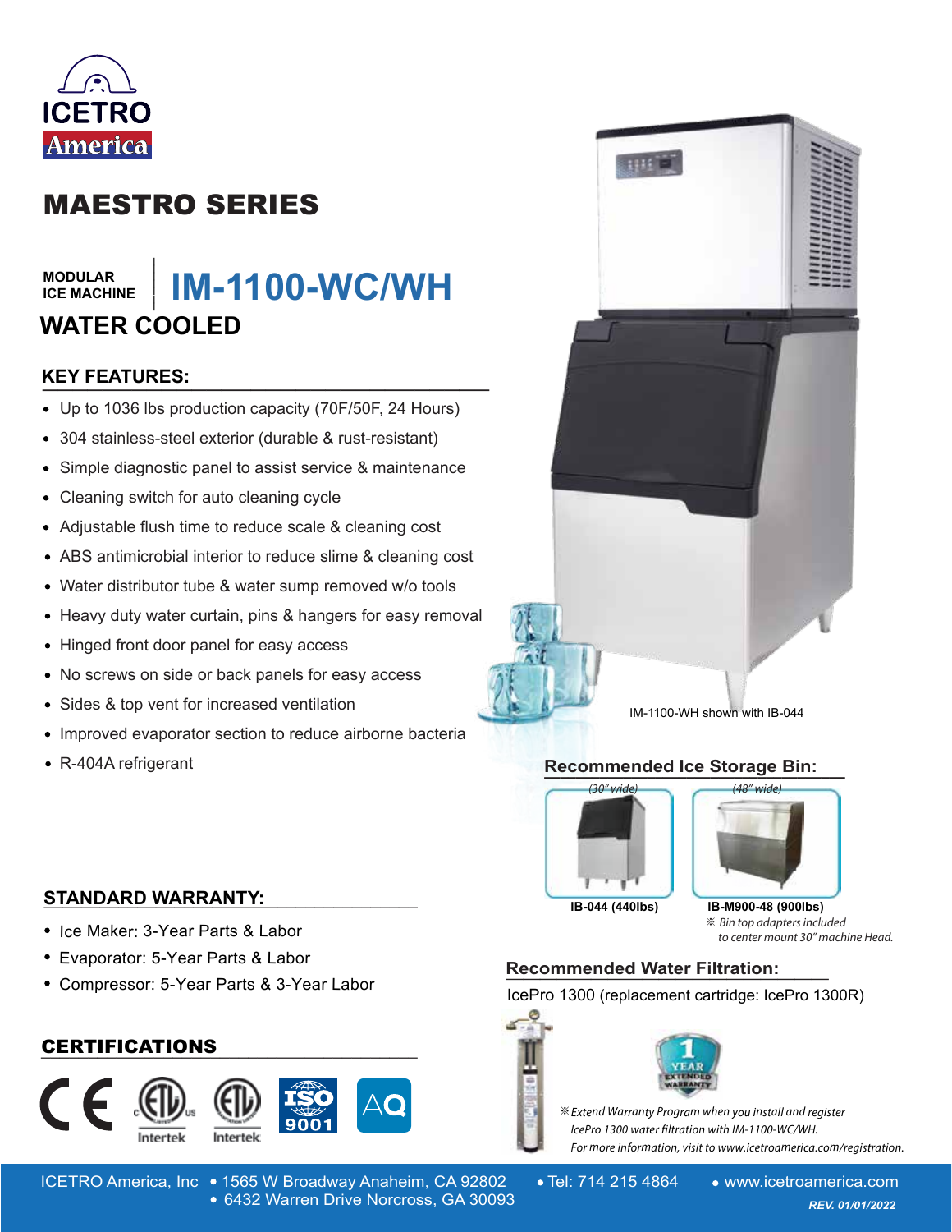ICETRO America

# MAESTRO SERIES

MODULAR ICE MACHINE

# IM-1100-WC/WH

## WATER COOLED

### KEY FEATURES:

- Up to 1036 lbs production capacity (70F/50F, 24 Hours)
- 304 stainless-steel exterior (durable & rust-resistant)
- Simple diagnostic panel to assist service & maintenance
- Cleaning switch for auto cleaning cycle
- Adjustable flush time to reduce scale & cleaning cost
- ABS antimicrobial interior to reduce slime & cleaning cost
- Water distributor tube & water sump removed w/o tools
- Heavy duty water curtain, pins & hangers for easy removal
- Hinged front door panel for easy access
- No screws on side or back panels for easy access
- Sides & top vent for increased ventilation
- Improved evaporator section to reduce airborne bacteria
- R-404A refrigerant

IM-1100-WH shown with IB-044

### Recommended Ice Storage Bin:

| *(30" wide)* | *(48" wide)* |
|---|---|
| **IB-044 (440lbs)** | **IB-M900-48 (900lbs)** |

※ *Bin top adapters included to center mount 30" machine Head.*

### STANDARD WARRANTY:

- Ice Maker: 3-Year Parts & Labor
- Evaporator: 5-Year Parts & Labor
- Compressor: 5-Year Parts & 3-Year Labor

### Recommended Water Filtration:

IcePro 1300 (replacement cartridge: IcePro 1300R)

1 YEAR EXTENDED WARRANTY

※ *Extend Warranty Program when you install and register IcePro 1300 water filtration with IM-1100-WC/WH. For more information, visit to www.icetroamerica.com/registration.*

### CERTIFICATIONS

CE, ETL (Intertek), ETL Sanitation (Intertek), ISO 9001, AQ

ICETRO America, Inc • 1565 W Broadway Anaheim, CA 92802 • 6432 Warren Drive Norcross, GA 30093 • Tel: 714 215 4864 • www.icetroamerica.com

*REV. 01/01/2022*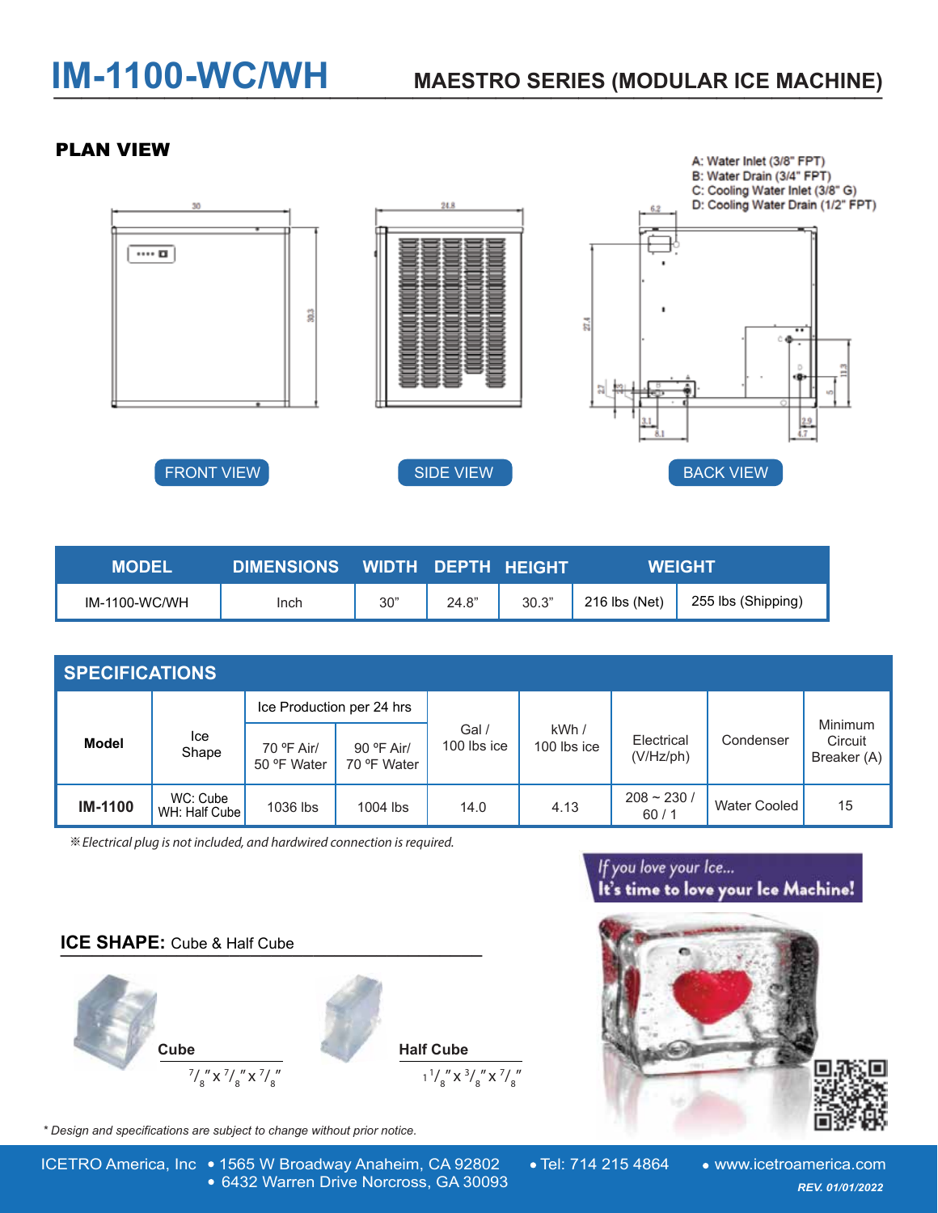# IM-1100-WC/WH

## MAESTRO SERIES (MODULAR ICE MACHINE)

### PLAN VIEW

A: Water Inlet (3/8" FPT)
B: Water Drain (3/4" FPT)
C: Cooling Water Inlet (3/8" G)
D: Cooling Water Drain (1/2" FPT)

30
30.3
24.8
6.2
27.4
2.7
3.1
8.1
11.3
5
2.9
4.7

FRONT VIEW

SIDE VIEW

BACK VIEW

| MODEL | DIMENSIONS | WIDTH | DEPTH | HEIGHT | WEIGHT | |
|---|---|---|---|---|---|---|
| IM-1100-WC/WH | Inch | 30" | 24.8" | 30.3" | 216 lbs (Net) | 255 lbs (Shipping) |

### SPECIFICATIONS

| Model | Ice Shape | Ice Production per 24 hrs | | Gal / 100 lbs ice | kWh / 100 lbs ice | Electrical (V/Hz/ph) | Condenser | Minimum Circuit Breaker (A) |
|---|---|---|---|---|---|---|---|---|
| | | 70 ºF Air/ 50 ºF Water | 90 ºF Air/ 70 ºF Water | | | | | |
| **IM-1100** | WC: Cube WH: Half Cube | 1036 lbs | 1004 lbs | 14.0 | 4.13 | 208 ~ 230 / 60 / 1 | Water Cooled | 15 |

*※Electrical plug is not included, and hardwired connection is required.*

*If you love your Ice...*
**It's time to love your Ice Machine!**

### ICE SHAPE: Cube & Half Cube

**Cube**
7/8" x 7/8" x 7/8"

**Half Cube**
1 1/8" x 3/8" x 7/8"

*\* Design and specifications are subject to change without prior notice.*

ICETRO America, Inc • 1565 W Broadway Anaheim, CA 92802 • 6432 Warren Drive Norcross, GA 30093 • Tel: 714 215 4864 • www.icetroamerica.com

*REV. 01/01/2022*